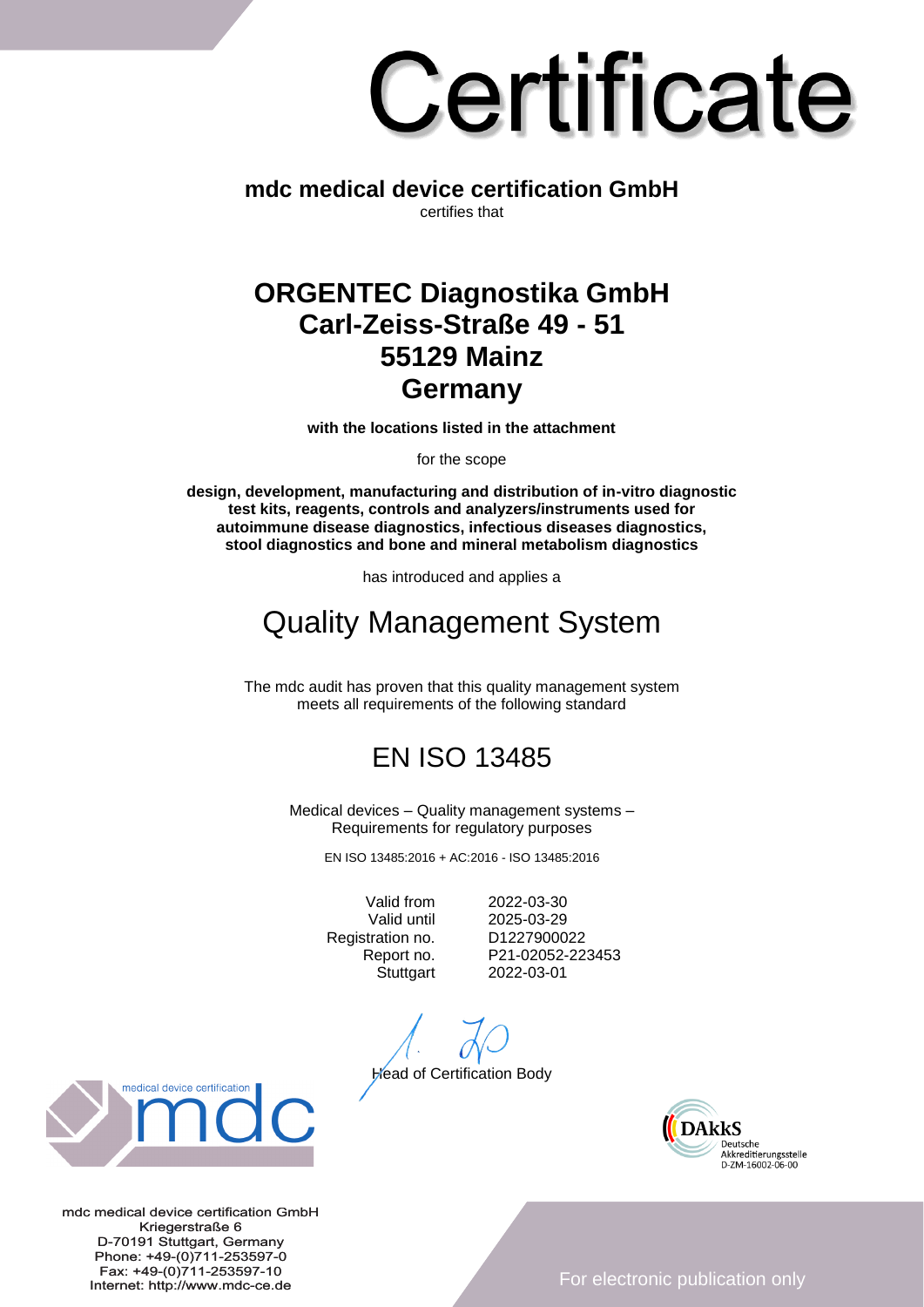# Certificate

**mdc medical device certification GmbH**

certifies that

## ORGENTEC Diagnostika GmbH
## Carl-Zeiss-Straße 49 - 51
## 55129 Mainz
## Germany

**with the locations listed in the attachment**

for the scope

**design, development, manufacturing and distribution of in-vitro diagnostic test kits, reagents, controls and analyzers/instruments used for autoimmune disease diagnostics, infectious diseases diagnostics, stool diagnostics and bone and mineral metabolism diagnostics**

has introduced and applies a

# Quality Management System

The mdc audit has proven that this quality management system meets all requirements of the following standard

# EN ISO 13485

Medical devices – Quality management systems – Requirements for regulatory purposes

EN ISO 13485:2016 + AC:2016 - ISO 13485:2016

| | |
|---|---|
| Valid from | 2022-03-30 |
| Valid until | 2025-03-29 |
| Registration no. | D1227900022 |
| Report no. | P21-02052-223453 |
| Stuttgart | 2022-03-01 |

Head of Certification Body

medical device certification mdc

DAkkS Deutsche Akkreditierungsstelle D-ZM-16002-06-00

mdc medical device certification GmbH
Kriegerstraße 6
D-70191 Stuttgart, Germany
Phone: +49-(0)711-253597-0
Fax: +49-(0)711-253597-10
Internet: http://www.mdc-ce.de

For electronic publication only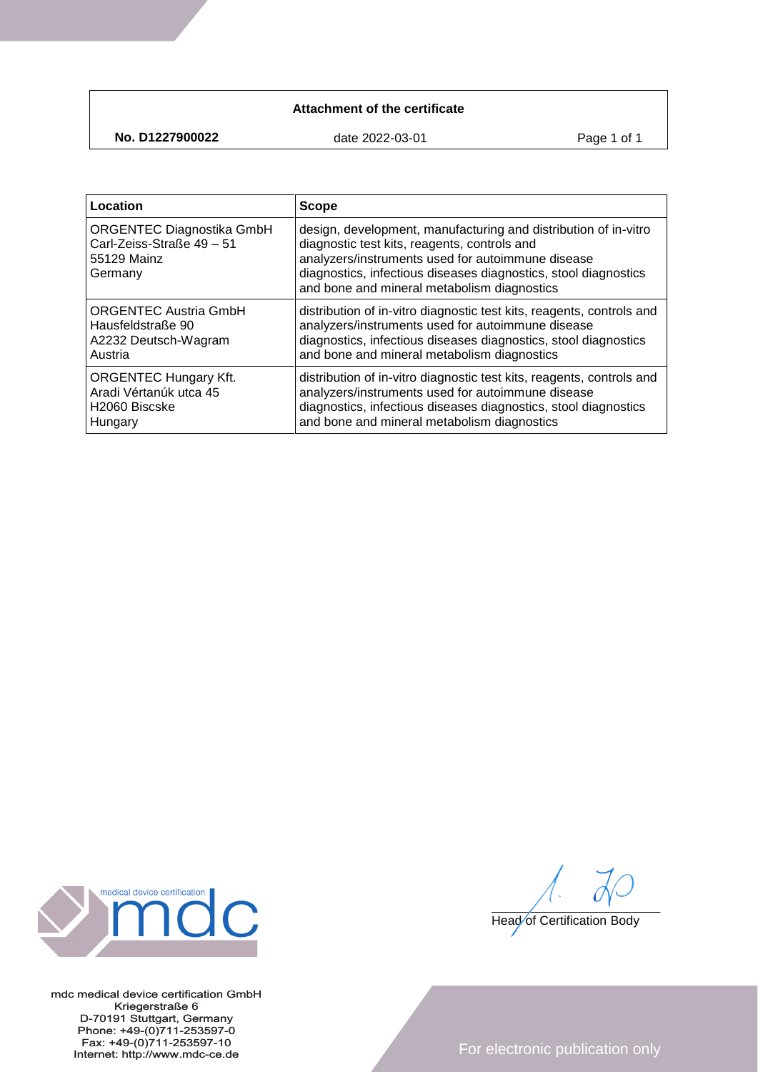**Attachment of the certificate**

**No. D1227900022** date 2022-03-01

| Location | Scope |
|---|---|
| ORGENTEC Diagnostika GmbH<br>Carl-Zeiss-Straße 49 – 51<br>55129 Mainz<br>Germany | design, development, manufacturing and distribution of in-vitro diagnostic test kits, reagents, controls and analyzers/instruments used for autoimmune disease diagnostics, infectious diseases diagnostics, stool diagnostics and bone and mineral metabolism diagnostics |
| ORGENTEC Austria GmbH<br>Hausfeldstraße 90<br>A2232 Deutsch-Wagram<br>Austria | distribution of in-vitro diagnostic test kits, reagents, controls and analyzers/instruments used for autoimmune disease diagnostics, infectious diseases diagnostics, stool diagnostics and bone and mineral metabolism diagnostics |
| ORGENTEC Hungary Kft.<br>Aradi Vértanúk utca 45<br>H2060 Biscske<br>Hungary | distribution of in-vitro diagnostic test kits, reagents, controls and analyzers/instruments used for autoimmune disease diagnostics, infectious diseases diagnostics, stool diagnostics and bone and mineral metabolism diagnostics |

Head of Certification Body

mdc medical device certification GmbH
Kriegerstraße 6
D-70191 Stuttgart, Germany
Phone: +49-(0)711-253597-0
Fax: +49-(0)711-253597-10
Internet: http://www.mdc-ce.de

For electronic publication only